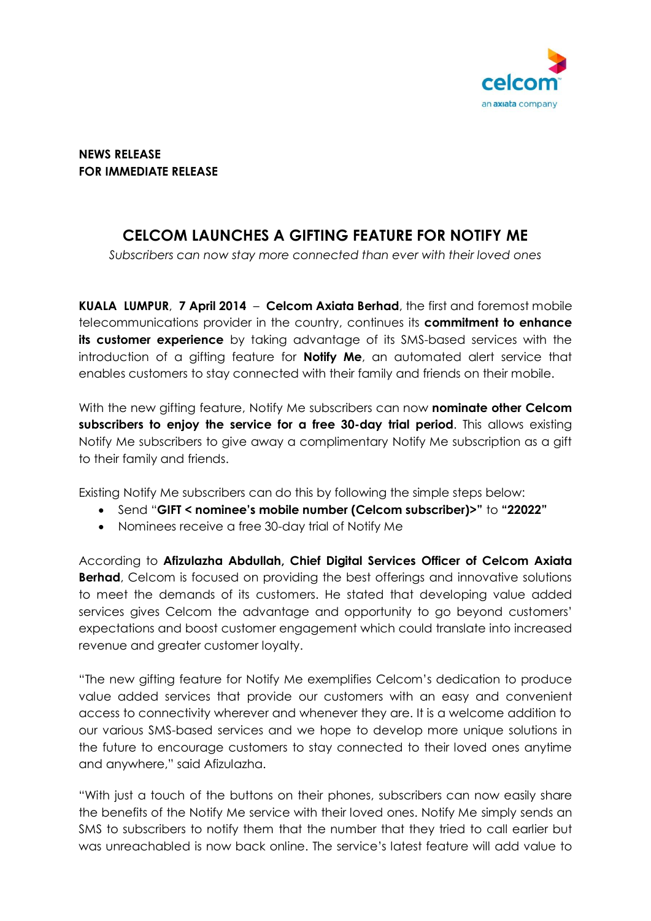**NEWS RELEASE**
**FOR IMMEDIATE RELEASE**

# CELCOM LAUNCHES A GIFTING FEATURE FOR NOTIFY ME

*Subscribers can now stay more connected than ever with their loved ones*

**KUALA LUMPUR**, **7 April 2014** – **Celcom Axiata Berhad**, the first and foremost mobile telecommunications provider in the country, continues its **commitment to enhance its customer experience** by taking advantage of its SMS-based services with the introduction of a gifting feature for **Notify Me**, an automated alert service that enables customers to stay connected with their family and friends on their mobile.

With the new gifting feature, Notify Me subscribers can now **nominate other Celcom subscribers to enjoy the service for a free 30-day trial period**. This allows existing Notify Me subscribers to give away a complimentary Notify Me subscription as a gift to their family and friends.

Existing Notify Me subscribers can do this by following the simple steps below:

- Send "**GIFT < nominee's mobile number (Celcom subscriber)>"** to **"22022"**
- Nominees receive a free 30-day trial of Notify Me

According to **Afizulazha Abdullah, Chief Digital Services Officer of Celcom Axiata Berhad**, Celcom is focused on providing the best offerings and innovative solutions to meet the demands of its customers. He stated that developing value added services gives Celcom the advantage and opportunity to go beyond customers' expectations and boost customer engagement which could translate into increased revenue and greater customer loyalty.

"The new gifting feature for Notify Me exemplifies Celcom's dedication to produce value added services that provide our customers with an easy and convenient access to connectivity wherever and whenever they are. It is a welcome addition to our various SMS-based services and we hope to develop more unique solutions in the future to encourage customers to stay connected to their loved ones anytime and anywhere," said Afizulazha.

"With just a touch of the buttons on their phones, subscribers can now easily share the benefits of the Notify Me service with their loved ones. Notify Me simply sends an SMS to subscribers to notify them that the number that they tried to call earlier but was unreachabled is now back online. The service's latest feature will add value to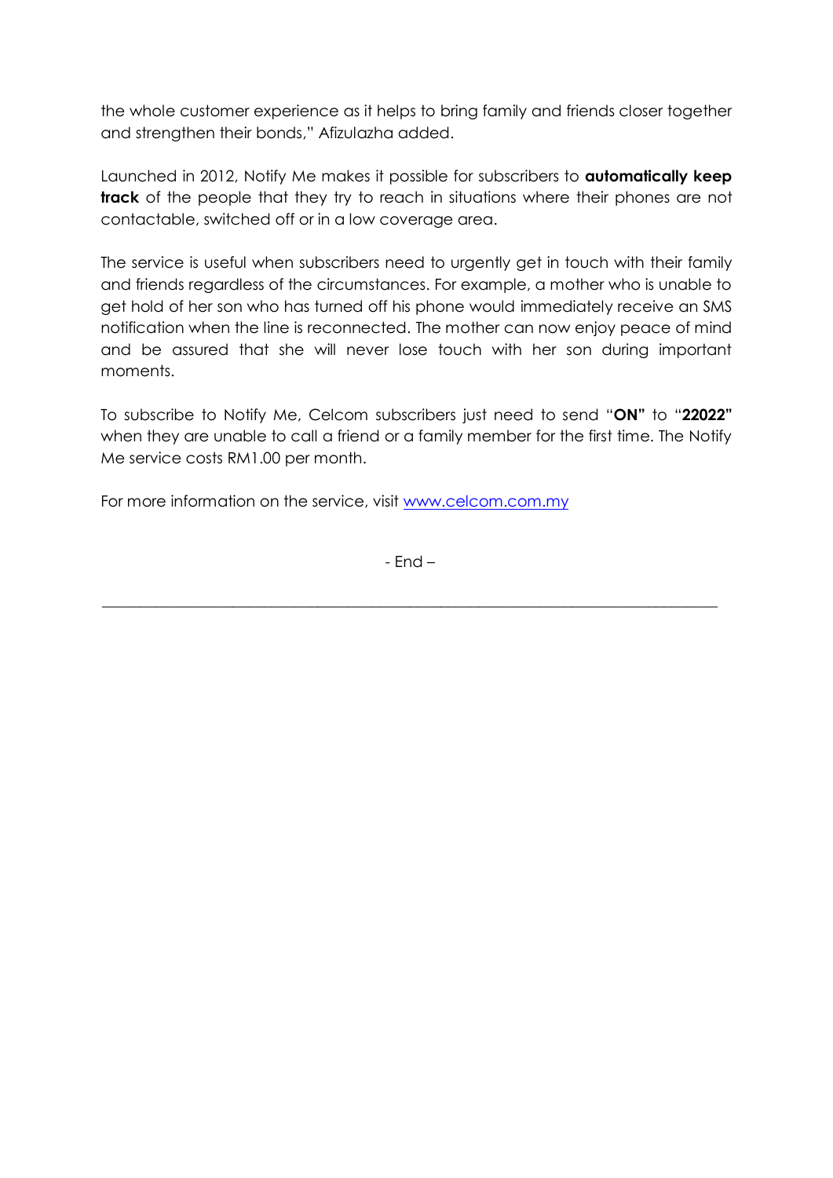the whole customer experience as it helps to bring family and friends closer together and strengthen their bonds," Afizulazha added.

Launched in 2012, Notify Me makes it possible for subscribers to **automatically keep track** of the people that they try to reach in situations where their phones are not contactable, switched off or in a low coverage area.

The service is useful when subscribers need to urgently get in touch with their family and friends regardless of the circumstances. For example, a mother who is unable to get hold of her son who has turned off his phone would immediately receive an SMS notification when the line is reconnected. The mother can now enjoy peace of mind and be assured that she will never lose touch with her son during important moments.

To subscribe to Notify Me, Celcom subscribers just need to send "**ON"** to "**22022"** when they are unable to call a friend or a family member for the first time. The Notify Me service costs RM1.00 per month.

For more information on the service, visit [www.celcom.com.my](http://www.celcom.com.my)

- End –

---